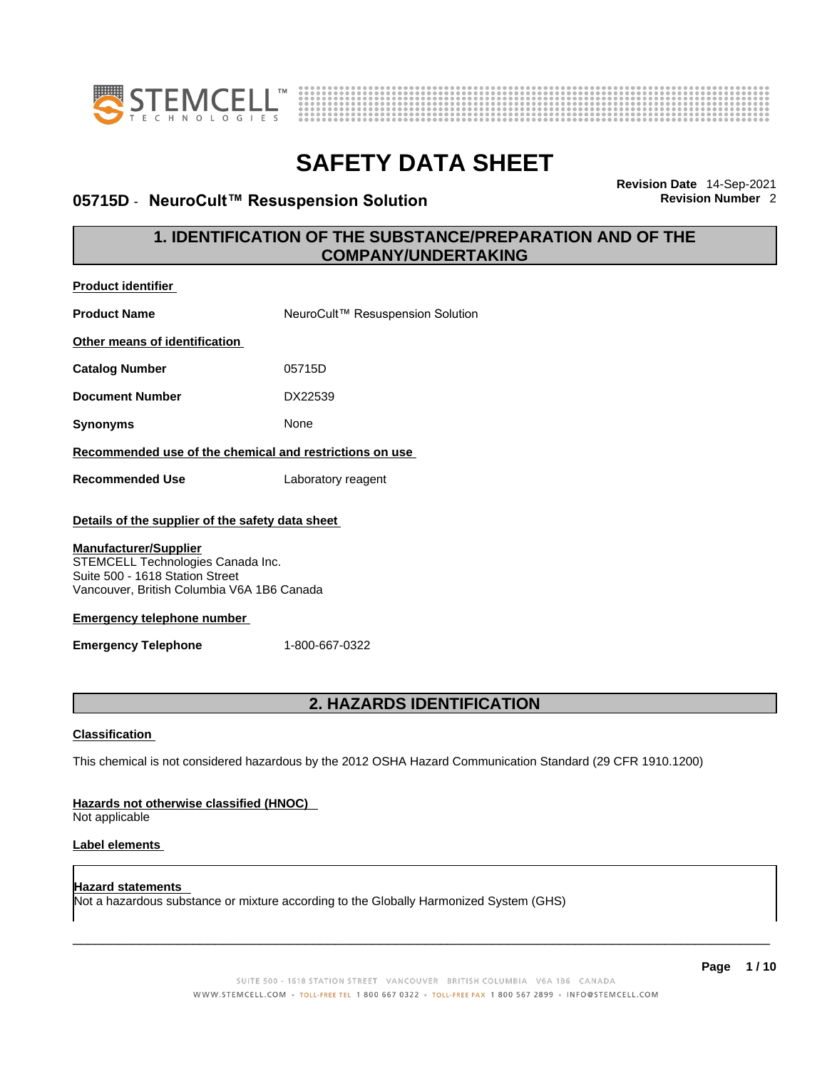# SAFETY DATA SHEET

**05715D - NeuroCult™ Resuspension Solution**

**Revision Date** 14-Sep-2021
**Revision Number** 2

## 1. IDENTIFICATION OF THE SUBSTANCE/PREPARATION AND OF THE COMPANY/UNDERTAKING

**Product identifier**

| | |
|---|---|
| **Product Name** | NeuroCult™ Resuspension Solution |

**Other means of identification**

| | |
|---|---|
| **Catalog Number** | 05715D |
| **Document Number** | DX22539 |
| **Synonyms** | None |

**Recommended use of the chemical and restrictions on use**

| | |
|---|---|
| **Recommended Use** | Laboratory reagent |

**Details of the supplier of the safety data sheet**

**Manufacturer/Supplier**
STEMCELL Technologies Canada Inc.
Suite 500 - 1618 Station Street
Vancouver, British Columbia V6A 1B6 Canada

**Emergency telephone number**

| | |
|---|---|
| **Emergency Telephone** | 1-800-667-0322 |

## 2. HAZARDS IDENTIFICATION

**Classification**

This chemical is not considered hazardous by the 2012 OSHA Hazard Communication Standard (29 CFR 1910.1200)

**Hazards not otherwise classified (HNOC)**
Not applicable

**Label elements**

**Hazard statements**
Not a hazardous substance or mixture according to the Globally Harmonized System (GHS)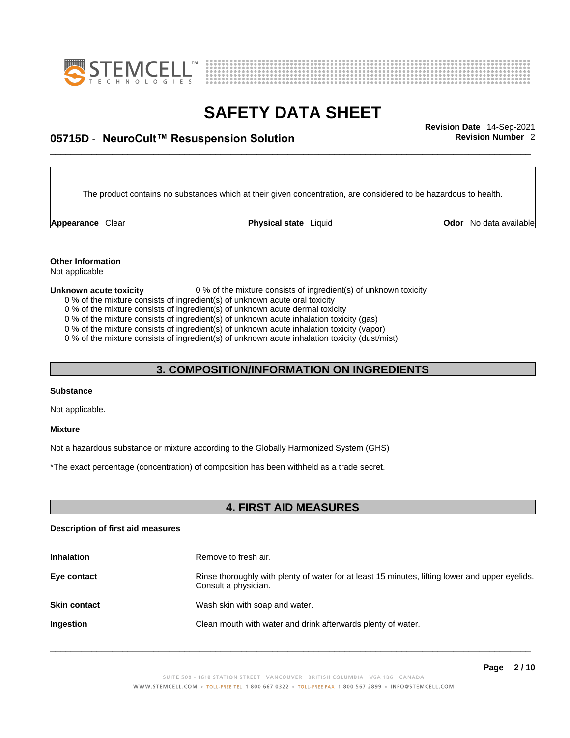The product contains no substances which at their given concentration, are considered to be hazardous to health.

| **Appearance** Clear | **Physical state** Liquid | **Odor** No data available |
|---|---|---|

**Other Information**
Not applicable

**Unknown acute toxicity** 0 % of the mixture consists of ingredient(s) of unknown toxicity

0 % of the mixture consists of ingredient(s) of unknown acute oral toxicity
0 % of the mixture consists of ingredient(s) of unknown acute dermal toxicity
0 % of the mixture consists of ingredient(s) of unknown acute inhalation toxicity (gas)
0 % of the mixture consists of ingredient(s) of unknown acute inhalation toxicity (vapor)
0 % of the mixture consists of ingredient(s) of unknown acute inhalation toxicity (dust/mist)

## 3. COMPOSITION/INFORMATION ON INGREDIENTS

**Substance**

Not applicable.

**Mixture**

Not a hazardous substance or mixture according to the Globally Harmonized System (GHS)

*The exact percentage (concentration) of composition has been withheld as a trade secret.

## 4. FIRST AID MEASURES

**Description of first aid measures**

| | |
|---|---|
| **Inhalation** | Remove to fresh air. |
| **Eye contact** | Rinse thoroughly with plenty of water for at least 15 minutes, lifting lower and upper eyelids. Consult a physician. |
| **Skin contact** | Wash skin with soap and water. |
| **Ingestion** | Clean mouth with water and drink afterwards plenty of water. |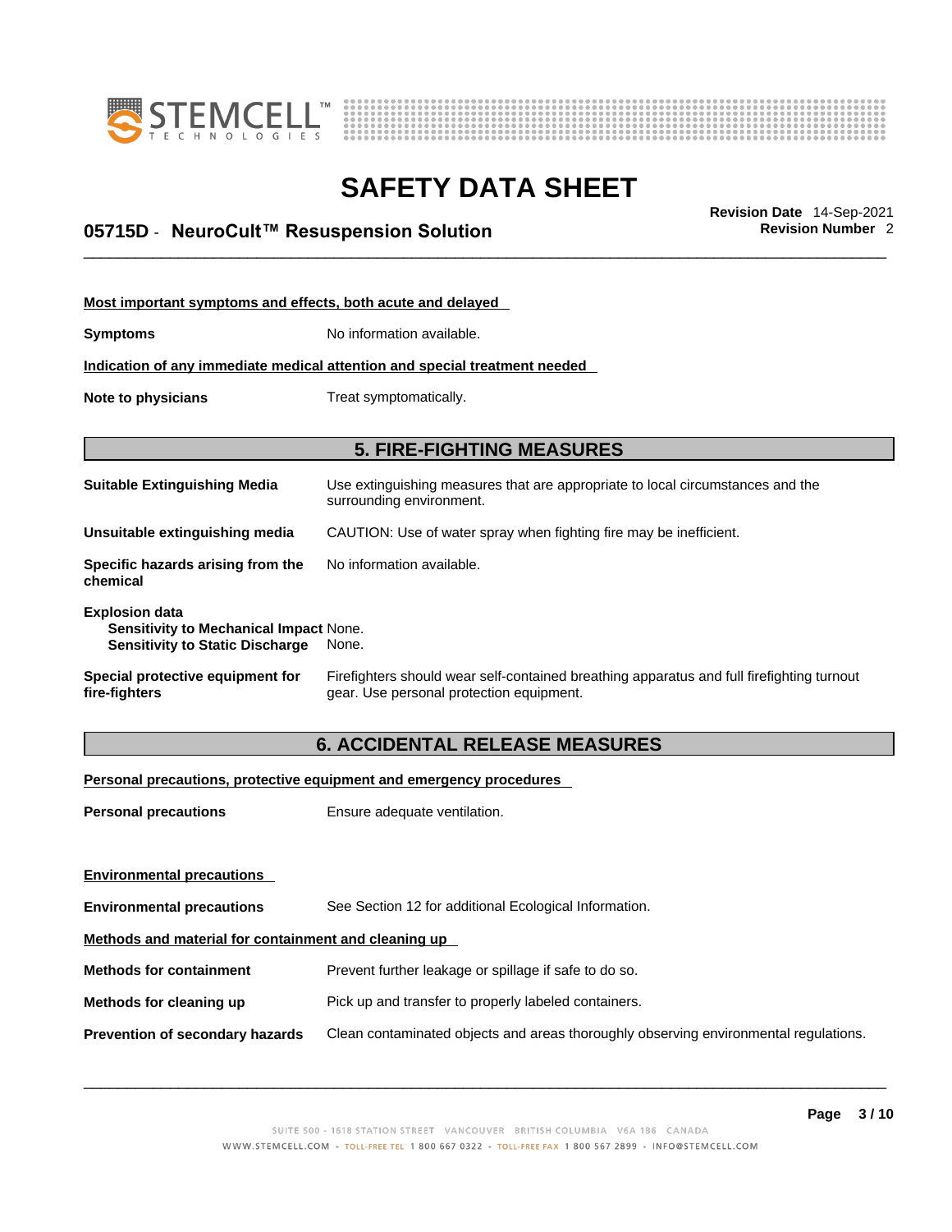**Most important symptoms and effects, both acute and delayed**

**Symptoms** No information available.

**Indication of any immediate medical attention and special treatment needed**

**Note to physicians** Treat symptomatically.

## 5. FIRE-FIGHTING MEASURES

**Suitable Extinguishing Media** Use extinguishing measures that are appropriate to local circumstances and the surrounding environment.

**Unsuitable extinguishing media** CAUTION: Use of water spray when fighting fire may be inefficient.

**Specific hazards arising from the chemical** No information available.

**Explosion data**
**Sensitivity to Mechanical Impact** None.
**Sensitivity to Static Discharge** None.

**Special protective equipment for fire-fighters** Firefighters should wear self-contained breathing apparatus and full firefighting turnout gear. Use personal protection equipment.

## 6. ACCIDENTAL RELEASE MEASURES

**Personal precautions, protective equipment and emergency procedures**

**Personal precautions** Ensure adequate ventilation.

**Environmental precautions**

**Environmental precautions** See Section 12 for additional Ecological Information.

**Methods and material for containment and cleaning up**

**Methods for containment** Prevent further leakage or spillage if safe to do so.

**Methods for cleaning up** Pick up and transfer to properly labeled containers.

**Prevention of secondary hazards** Clean contaminated objects and areas thoroughly observing environmental regulations.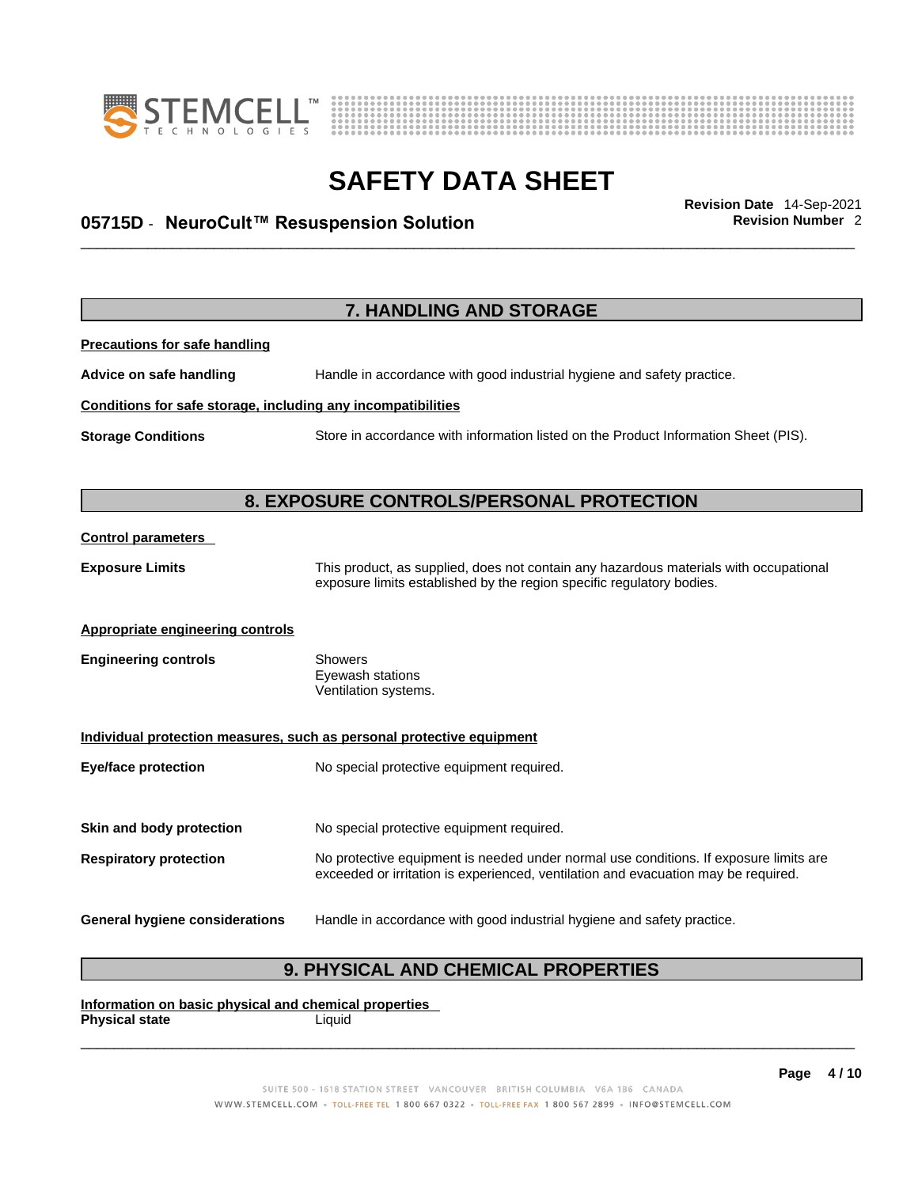## 7. HANDLING AND STORAGE

**Precautions for safe handling**

**Advice on safe handling** Handle in accordance with good industrial hygiene and safety practice.

**Conditions for safe storage, including any incompatibilities**

**Storage Conditions** Store in accordance with information listed on the Product Information Sheet (PIS).

## 8. EXPOSURE CONTROLS/PERSONAL PROTECTION

**Control parameters**

**Exposure Limits** This product, as supplied, does not contain any hazardous materials with occupational exposure limits established by the region specific regulatory bodies.

**Appropriate engineering controls**

**Engineering controls** Showers
Eyewash stations
Ventilation systems.

**Individual protection measures, such as personal protective equipment**

**Eye/face protection** No special protective equipment required.

**Skin and body protection** No special protective equipment required.

**Respiratory protection** No protective equipment is needed under normal use conditions. If exposure limits are exceeded or irritation is experienced, ventilation and evacuation may be required.

**General hygiene considerations** Handle in accordance with good industrial hygiene and safety practice.

## 9. PHYSICAL AND CHEMICAL PROPERTIES

**Information on basic physical and chemical properties**

**Physical state** Liquid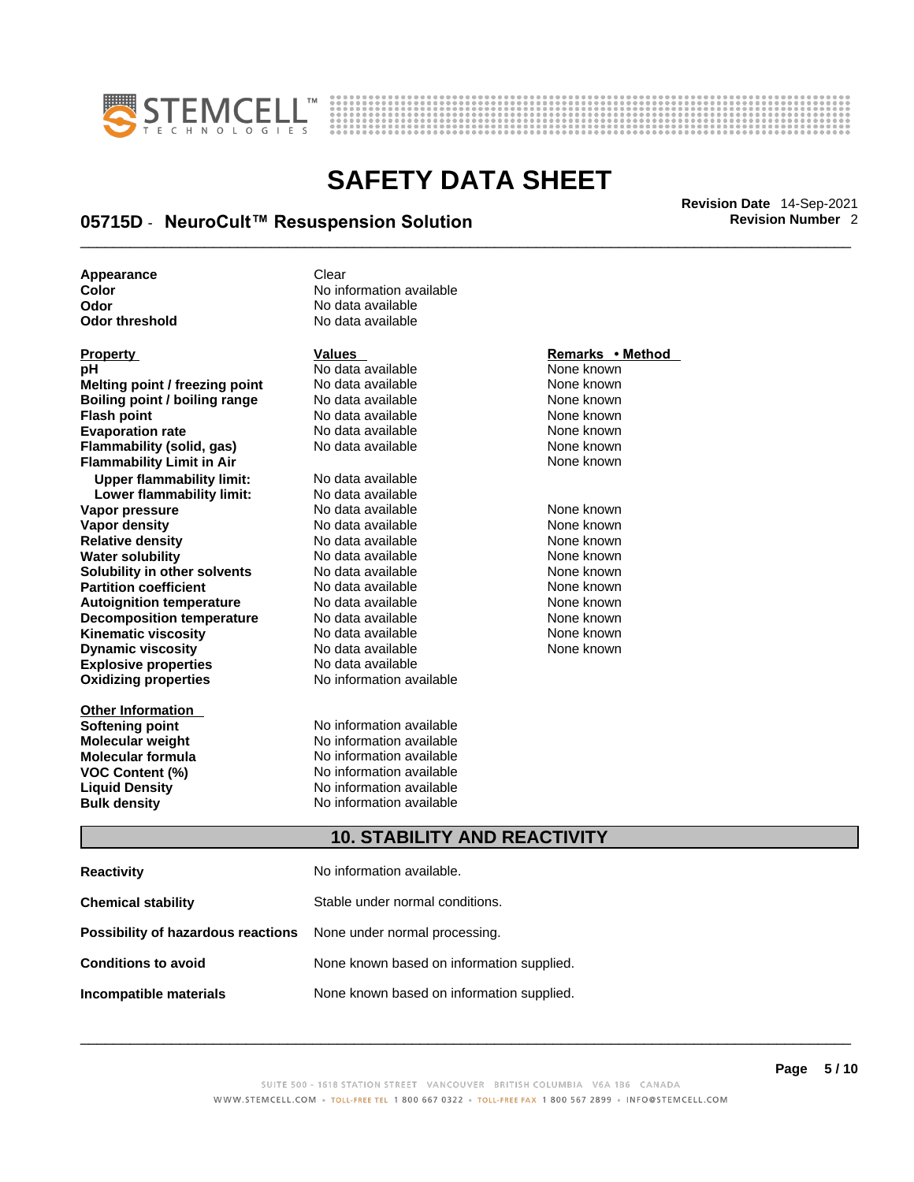| | |
|---|---|
| **Appearance** | Clear |
| **Color** | No information available |
| **Odor** | No data available |
| **Odor threshold** | No data available |

| Property | Values | Remarks • Method |
|---|---|---|
| **pH** | No data available | None known |
| **Melting point / freezing point** | No data available | None known |
| **Boiling point / boiling range** | No data available | None known |
| **Flash point** | No data available | None known |
| **Evaporation rate** | No data available | None known |
| **Flammability (solid, gas)** | No data available | None known |
| **Flammability Limit in Air** | | None known |
| **Upper flammability limit:** | No data available | |
| **Lower flammability limit:** | No data available | |
| **Vapor pressure** | No data available | None known |
| **Vapor density** | No data available | None known |
| **Relative density** | No data available | None known |
| **Water solubility** | No data available | None known |
| **Solubility in other solvents** | No data available | None known |
| **Partition coefficient** | No data available | None known |
| **Autoignition temperature** | No data available | None known |
| **Decomposition temperature** | No data available | None known |
| **Kinematic viscosity** | No data available | None known |
| **Dynamic viscosity** | No data available | None known |
| **Explosive properties** | No data available | |
| **Oxidizing properties** | No information available | |

| Other Information | |
|---|---|
| **Softening point** | No information available |
| **Molecular weight** | No information available |
| **Molecular formula** | No information available |
| **VOC Content (%)** | No information available |
| **Liquid Density** | No information available |
| **Bulk density** | No information available |

## 10. STABILITY AND REACTIVITY

| | |
|---|---|
| **Reactivity** | No information available. |
| **Chemical stability** | Stable under normal conditions. |
| **Possibility of hazardous reactions** | None under normal processing. |
| **Conditions to avoid** | None known based on information supplied. |
| **Incompatible materials** | None known based on information supplied. |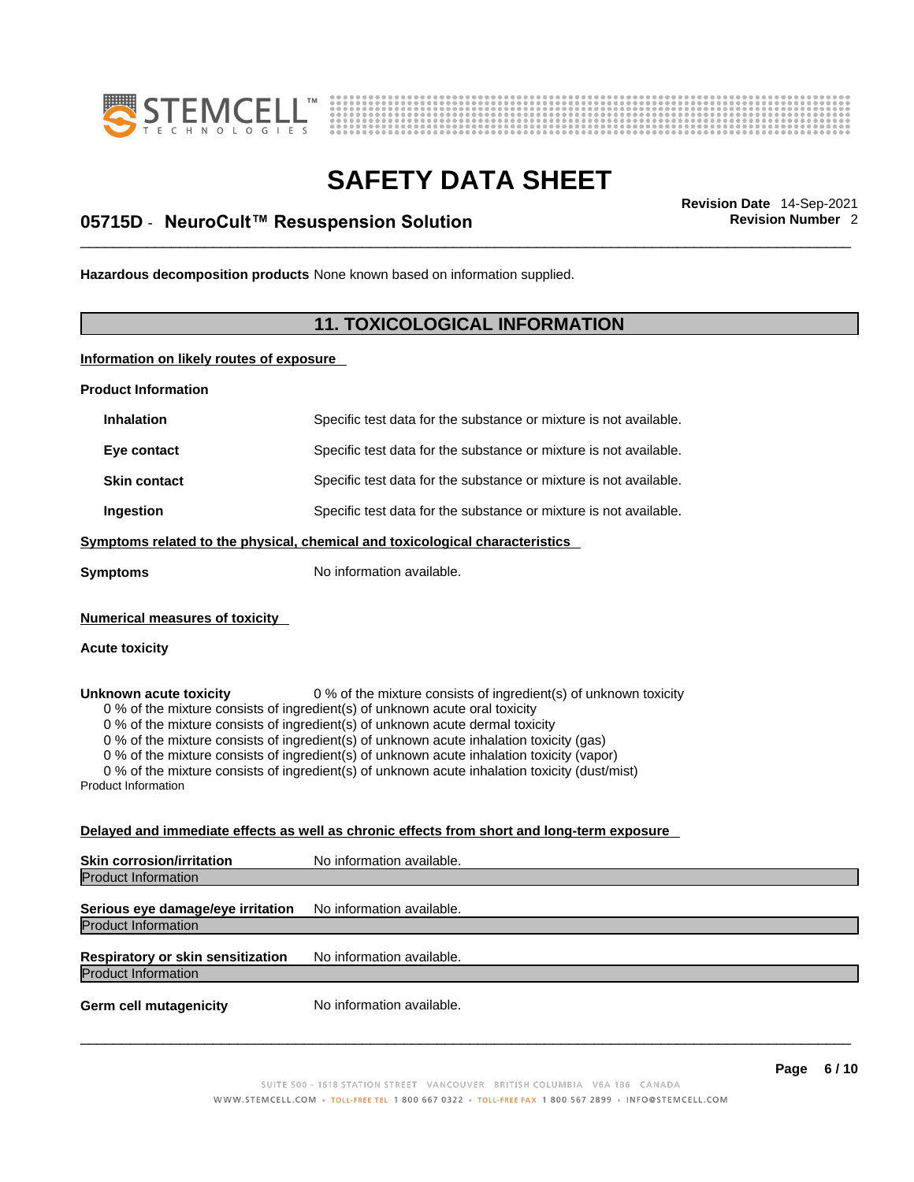**Hazardous decomposition products** None known based on information supplied.

## 11. TOXICOLOGICAL INFORMATION

**Information on likely routes of exposure**

**Product Information**

| | |
|---|---|
| **Inhalation** | Specific test data for the substance or mixture is not available. |
| **Eye contact** | Specific test data for the substance or mixture is not available. |
| **Skin contact** | Specific test data for the substance or mixture is not available. |
| **Ingestion** | Specific test data for the substance or mixture is not available. |

**Symptoms related to the physical, chemical and toxicological characteristics**

**Symptoms** No information available.

**Numerical measures of toxicity**

**Acute toxicity**

**Unknown acute toxicity** 0 % of the mixture consists of ingredient(s) of unknown toxicity

0 % of the mixture consists of ingredient(s) of unknown acute oral toxicity
0 % of the mixture consists of ingredient(s) of unknown acute dermal toxicity
0 % of the mixture consists of ingredient(s) of unknown acute inhalation toxicity (gas)
0 % of the mixture consists of ingredient(s) of unknown acute inhalation toxicity (vapor)
0 % of the mixture consists of ingredient(s) of unknown acute inhalation toxicity (dust/mist)

Product Information

**Delayed and immediate effects as well as chronic effects from short and long-term exposure**

**Skin corrosion/irritation** No information available.

Product Information

**Serious eye damage/eye irritation** No information available.

Product Information

**Respiratory or skin sensitization** No information available.

Product Information

**Germ cell mutagenicity** No information available.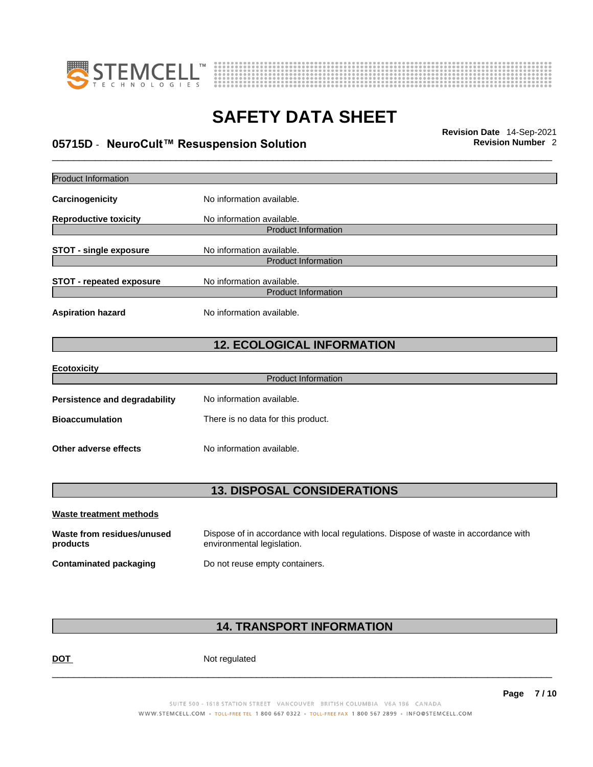Product Information

**Carcinogenicity** No information available.

**Reproductive toxicity** No information available.

Product Information

**STOT - single exposure** No information available.

Product Information

**STOT - repeated exposure** No information available.

Product Information

**Aspiration hazard** No information available.

## 12. ECOLOGICAL INFORMATION

**Ecotoxicity**

Product Information

**Persistence and degradability** No information available.

**Bioaccumulation** There is no data for this product.

**Other adverse effects** No information available.

## 13. DISPOSAL CONSIDERATIONS

**Waste treatment methods**

**Waste from residues/unused products** Dispose of in accordance with local regulations. Dispose of waste in accordance with environmental legislation.

**Contaminated packaging** Do not reuse empty containers.

## 14. TRANSPORT INFORMATION

**DOT** Not regulated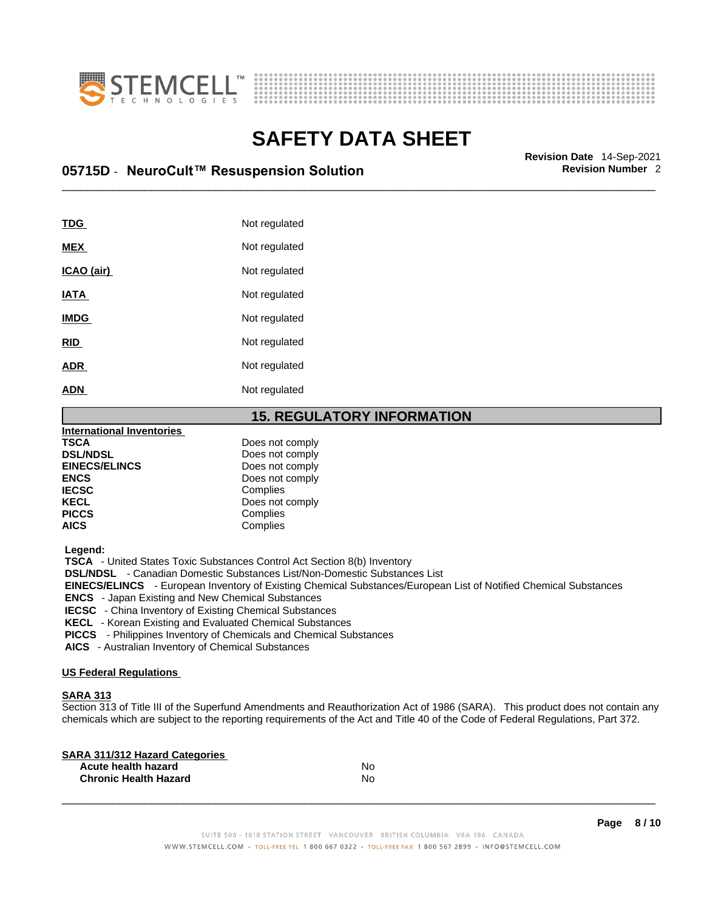| | |
|---|---|
| **TDG** | Not regulated |
| **MEX** | Not regulated |
| **ICAO (air)** | Not regulated |
| **IATA** | Not regulated |
| **IMDG** | Not regulated |
| **RID** | Not regulated |
| **ADR** | Not regulated |
| **ADN** | Not regulated |

## 15. REGULATORY INFORMATION

**International Inventories**

| | |
|---|---|
| **TSCA** | Does not comply |
| **DSL/NDSL** | Does not comply |
| **EINECS/ELINCS** | Does not comply |
| **ENCS** | Does not comply |
| **IECSC** | Complies |
| **KECL** | Does not comply |
| **PICCS** | Complies |
| **AICS** | Complies |

**Legend:**

**TSCA** - United States Toxic Substances Control Act Section 8(b) Inventory
**DSL/NDSL** - Canadian Domestic Substances List/Non-Domestic Substances List
**EINECS/ELINCS** - European Inventory of Existing Chemical Substances/European List of Notified Chemical Substances
**ENCS** - Japan Existing and New Chemical Substances
**IECSC** - China Inventory of Existing Chemical Substances
**KECL** - Korean Existing and Evaluated Chemical Substances
**PICCS** - Philippines Inventory of Chemicals and Chemical Substances
**AICS** - Australian Inventory of Chemical Substances

**US Federal Regulations**

**SARA 313**

Section 313 of Title III of the Superfund Amendments and Reauthorization Act of 1986 (SARA). This product does not contain any chemicals which are subject to the reporting requirements of the Act and Title 40 of the Code of Federal Regulations, Part 372.

**SARA 311/312 Hazard Categories**

| | |
|---|---|
| **Acute health hazard** | No |
| **Chronic Health Hazard** | No |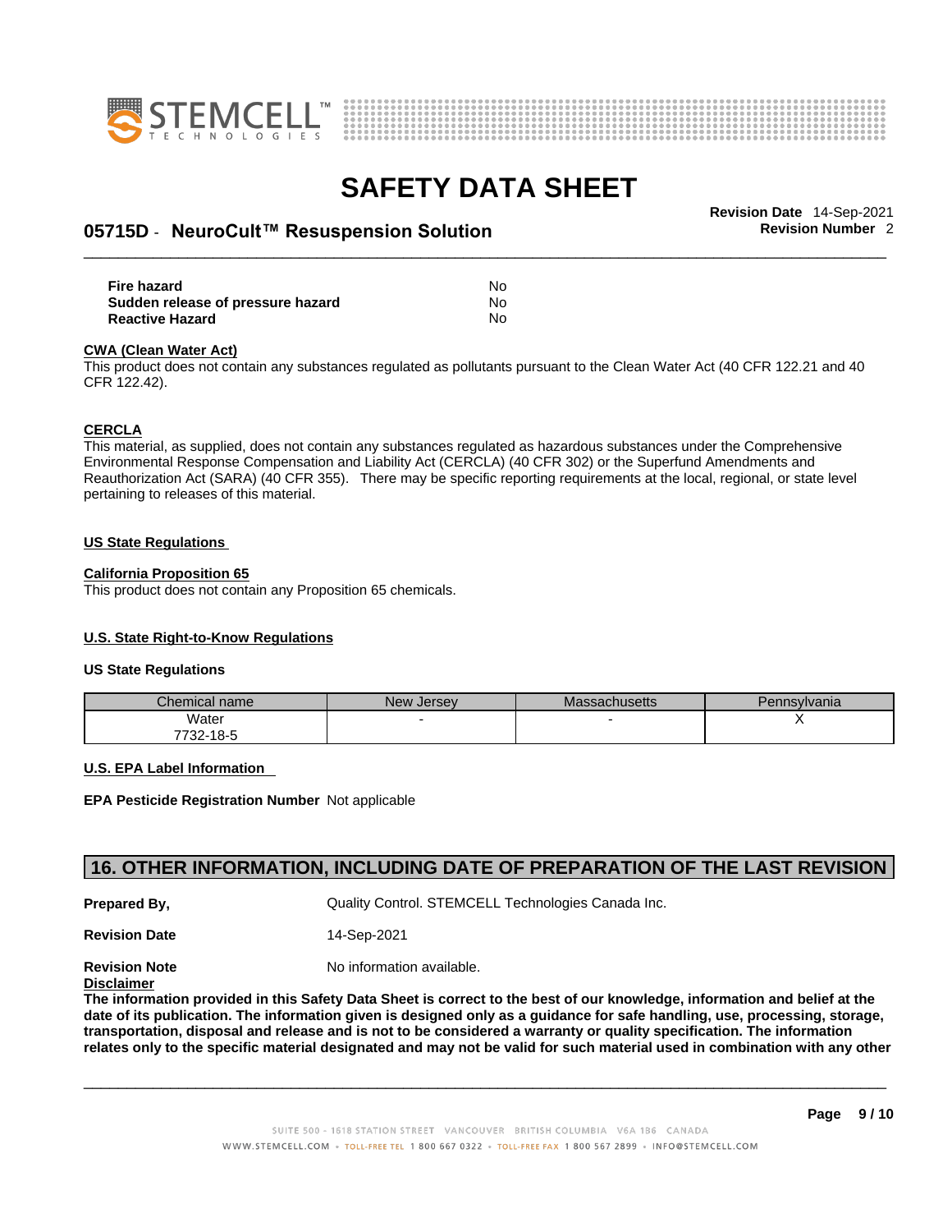| | |
|---|---|
| **Fire hazard** | No |
| **Sudden release of pressure hazard** | No |
| **Reactive Hazard** | No |

**CWA (Clean Water Act)**

This product does not contain any substances regulated as pollutants pursuant to the Clean Water Act (40 CFR 122.21 and 40 CFR 122.42).

**CERCLA**

This material, as supplied, does not contain any substances regulated as hazardous substances under the Comprehensive Environmental Response Compensation and Liability Act (CERCLA) (40 CFR 302) or the Superfund Amendments and Reauthorization Act (SARA) (40 CFR 355). There may be specific reporting requirements at the local, regional, or state level pertaining to releases of this material.

**US State Regulations**

**California Proposition 65**

This product does not contain any Proposition 65 chemicals.

**U.S. State Right-to-Know Regulations**

**US State Regulations**

| Chemical name | New Jersey | Massachusetts | Pennsylvania |
|---|---|---|---|
| Water<br>7732-18-5 | - | - | X |

**U.S. EPA Label Information**

**EPA Pesticide Registration Number** Not applicable

## 16. OTHER INFORMATION, INCLUDING DATE OF PREPARATION OF THE LAST REVISION

**Prepared By,** Quality Control. STEMCELL Technologies Canada Inc.

**Revision Date** 14-Sep-2021

**Revision Note** No information available.

**Disclaimer**

**The information provided in this Safety Data Sheet is correct to the best of our knowledge, information and belief at the date of its publication. The information given is designed only as a guidance for safe handling, use, processing, storage, transportation, disposal and release and is not to be considered a warranty or quality specification. The information relates only to the specific material designated and may not be valid for such material used in combination with any other**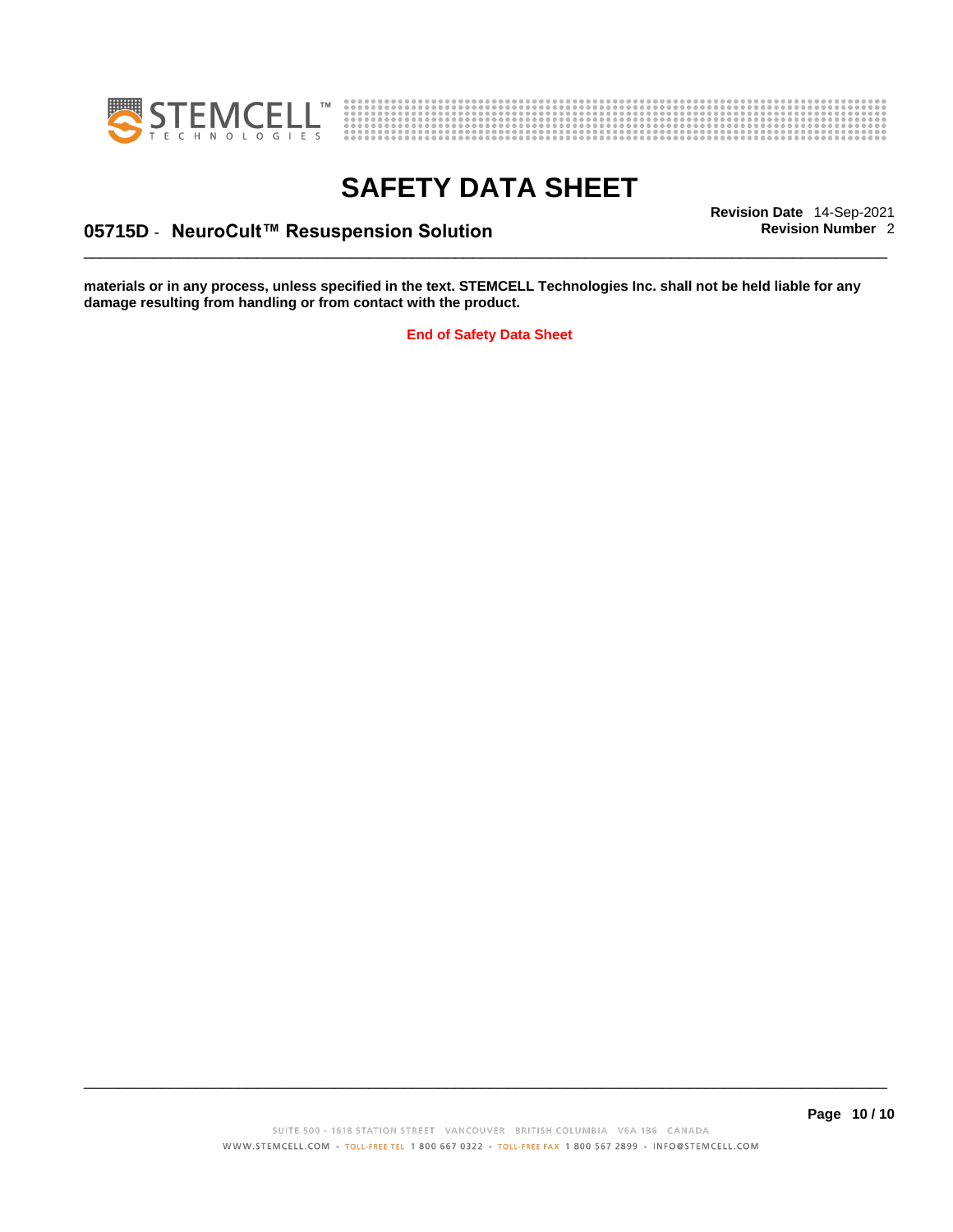**materials or in any process, unless specified in the text. STEMCELL Technologies Inc. shall not be held liable for any damage resulting from handling or from contact with the product.**

**End of Safety Data Sheet**